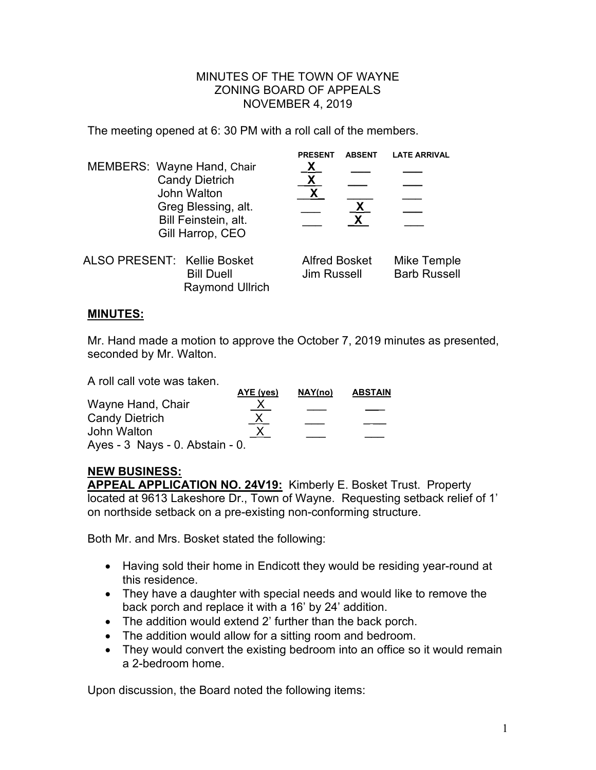MINUTES OF THE TOWN OF WAYNE
ZONING BOARD OF APPEALS
NOVEMBER 4, 2019

The meeting opened at 6: 30 PM with a roll call of the members.

| MEMBERS: | PRESENT | ABSENT | LATE ARRIVAL |
|---|---|---|---|
| Wayne Hand, Chair | X | | |
| Candy Dietrich | X | | |
| John Walton | X | | |
| Greg Blessing, alt. | | X | |
| Bill Feinstein, alt. | | X | |
| Gill Harrop, CEO | | | |

ALSO PRESENT: Kellie Bosket, Alfred Bosket, Mike Temple, Bill Duell, Jim Russell, Barb Russell, Raymond Ullrich

**MINUTES:**

Mr. Hand made a motion to approve the October 7, 2019 minutes as presented, seconded by Mr. Walton.

A roll call vote was taken.

| | AYE (yes) | NAY(no) | ABSTAIN |
|---|---|---|---|
| Wayne Hand, Chair | X | | |
| Candy Dietrich | X | | |
| John Walton | X | | |

Ayes - 3 Nays - 0. Abstain - 0.

**NEW BUSINESS:**

**APPEAL APPLICATION NO. 24V19:** Kimberly E. Bosket Trust. Property located at 9613 Lakeshore Dr., Town of Wayne. Requesting setback relief of 1' on northside setback on a pre-existing non-conforming structure.

Both Mr. and Mrs. Bosket stated the following:

- Having sold their home in Endicott they would be residing year-round at this residence.
- They have a daughter with special needs and would like to remove the back porch and replace it with a 16' by 24' addition.
- The addition would extend 2' further than the back porch.
- The addition would allow for a sitting room and bedroom.
- They would convert the existing bedroom into an office so it would remain a 2-bedroom home.

Upon discussion, the Board noted the following items: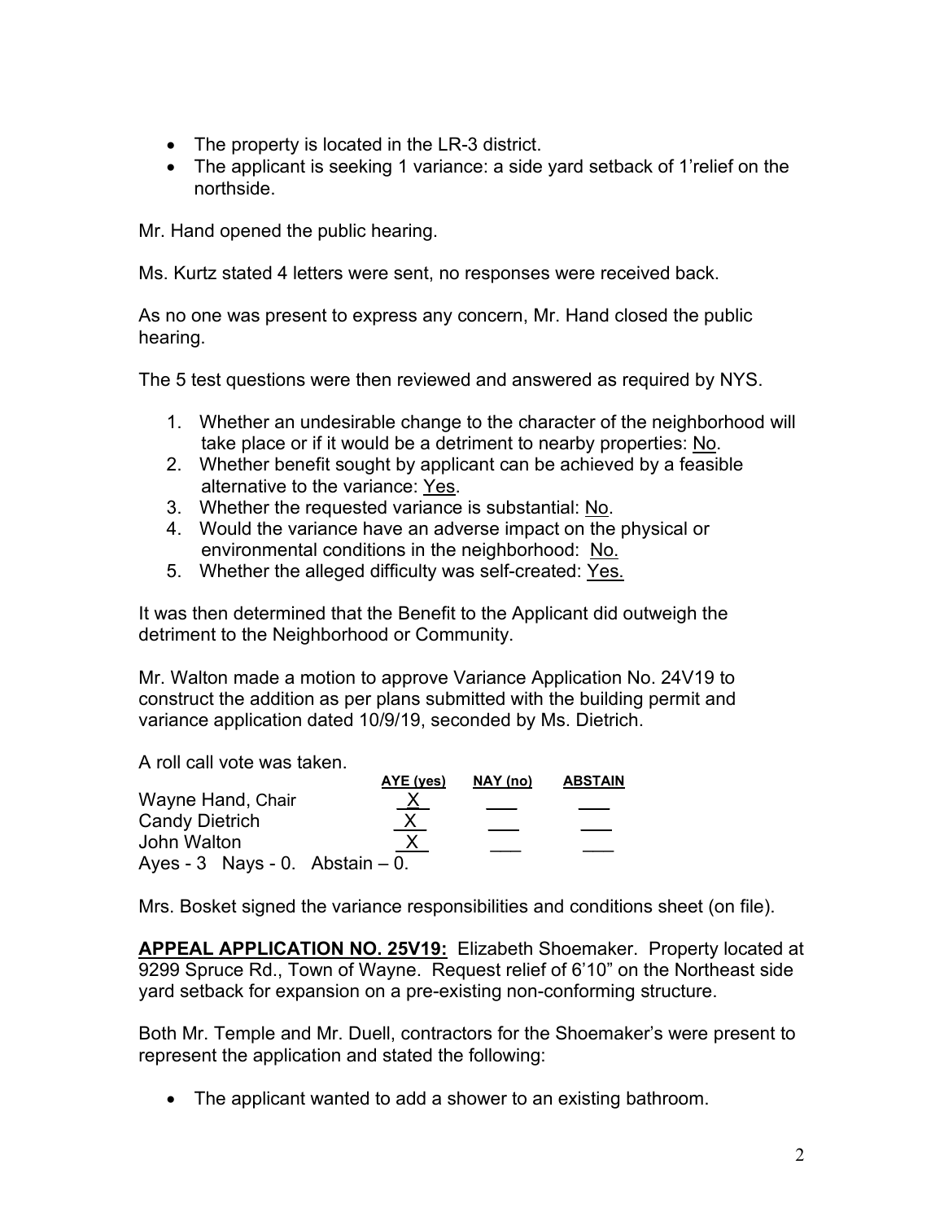- The property is located in the LR-3 district.
- The applicant is seeking 1 variance: a side yard setback of 1'relief on the northside.

Mr. Hand opened the public hearing.

Ms. Kurtz stated 4 letters were sent, no responses were received back.

As no one was present to express any concern, Mr. Hand closed the public hearing.

The 5 test questions were then reviewed and answered as required by NYS.

1. Whether an undesirable change to the character of the neighborhood will take place or if it would be a detriment to nearby properties: No.
2. Whether benefit sought by applicant can be achieved by a feasible alternative to the variance: Yes.
3. Whether the requested variance is substantial: No.
4. Would the variance have an adverse impact on the physical or environmental conditions in the neighborhood: No.
5. Whether the alleged difficulty was self-created: Yes.

It was then determined that the Benefit to the Applicant did outweigh the detriment to the Neighborhood or Community.

Mr. Walton made a motion to approve Variance Application No. 24V19 to construct the addition as per plans submitted with the building permit and variance application dated 10/9/19, seconded by Ms. Dietrich.

A roll call vote was taken.

| | AYE (yes) | NAY (no) | ABSTAIN |
|---|---|---|---|
| Wayne Hand, Chair | X | | |
| Candy Dietrich | X | | |
| John Walton | X | | |

Ayes - 3 Nays - 0. Abstain – 0.

Mrs. Bosket signed the variance responsibilities and conditions sheet (on file).

**APPEAL APPLICATION NO. 25V19:** Elizabeth Shoemaker. Property located at 9299 Spruce Rd., Town of Wayne. Request relief of 6'10" on the Northeast side yard setback for expansion on a pre-existing non-conforming structure.

Both Mr. Temple and Mr. Duell, contractors for the Shoemaker's were present to represent the application and stated the following:

- The applicant wanted to add a shower to an existing bathroom.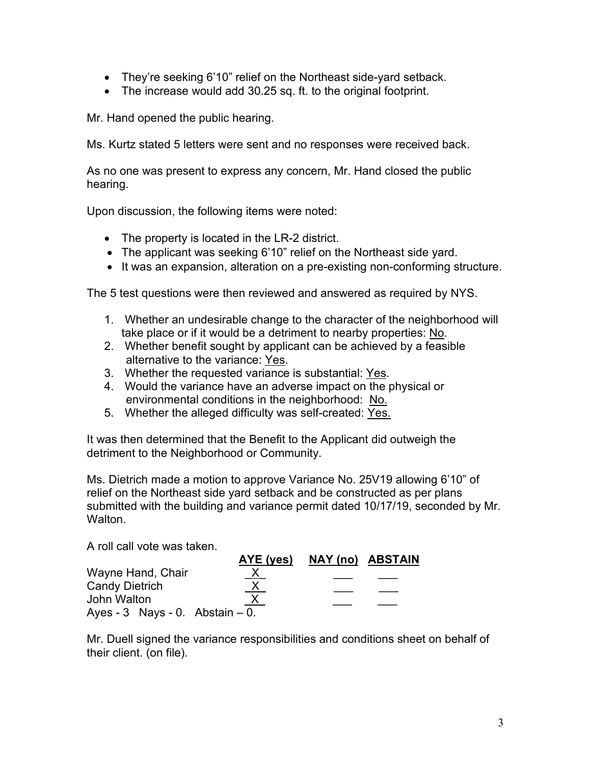- They're seeking 6'10" relief on the Northeast side-yard setback.
- The increase would add 30.25 sq. ft. to the original footprint.

Mr. Hand opened the public hearing.

Ms. Kurtz stated 5 letters were sent and no responses were received back.

As no one was present to express any concern, Mr. Hand closed the public hearing.

Upon discussion, the following items were noted:

- The property is located in the LR-2 district.
- The applicant was seeking 6'10" relief on the Northeast side yard.
- It was an expansion, alteration on a pre-existing non-conforming structure.

The 5 test questions were then reviewed and answered as required by NYS.

1. Whether an undesirable change to the character of the neighborhood will take place or if it would be a detriment to nearby properties: No.
2. Whether benefit sought by applicant can be achieved by a feasible alternative to the variance: Yes.
3. Whether the requested variance is substantial: Yes.
4. Would the variance have an adverse impact on the physical or environmental conditions in the neighborhood: No.
5. Whether the alleged difficulty was self-created: Yes.

It was then determined that the Benefit to the Applicant did outweigh the detriment to the Neighborhood or Community.

Ms. Dietrich made a motion to approve Variance No. 25V19 allowing 6'10" of relief on the Northeast side yard setback and be constructed as per plans submitted with the building and variance permit dated 10/17/19, seconded by Mr. Walton.

A roll call vote was taken.

| | AYE (yes) | NAY (no) | ABSTAIN |
|---|---|---|---|
| Wayne Hand, Chair | X | | |
| Candy Dietrich | X | | |
| John Walton | X | | |

Ayes - 3 Nays - 0. Abstain – 0.

Mr. Duell signed the variance responsibilities and conditions sheet on behalf of their client. (on file).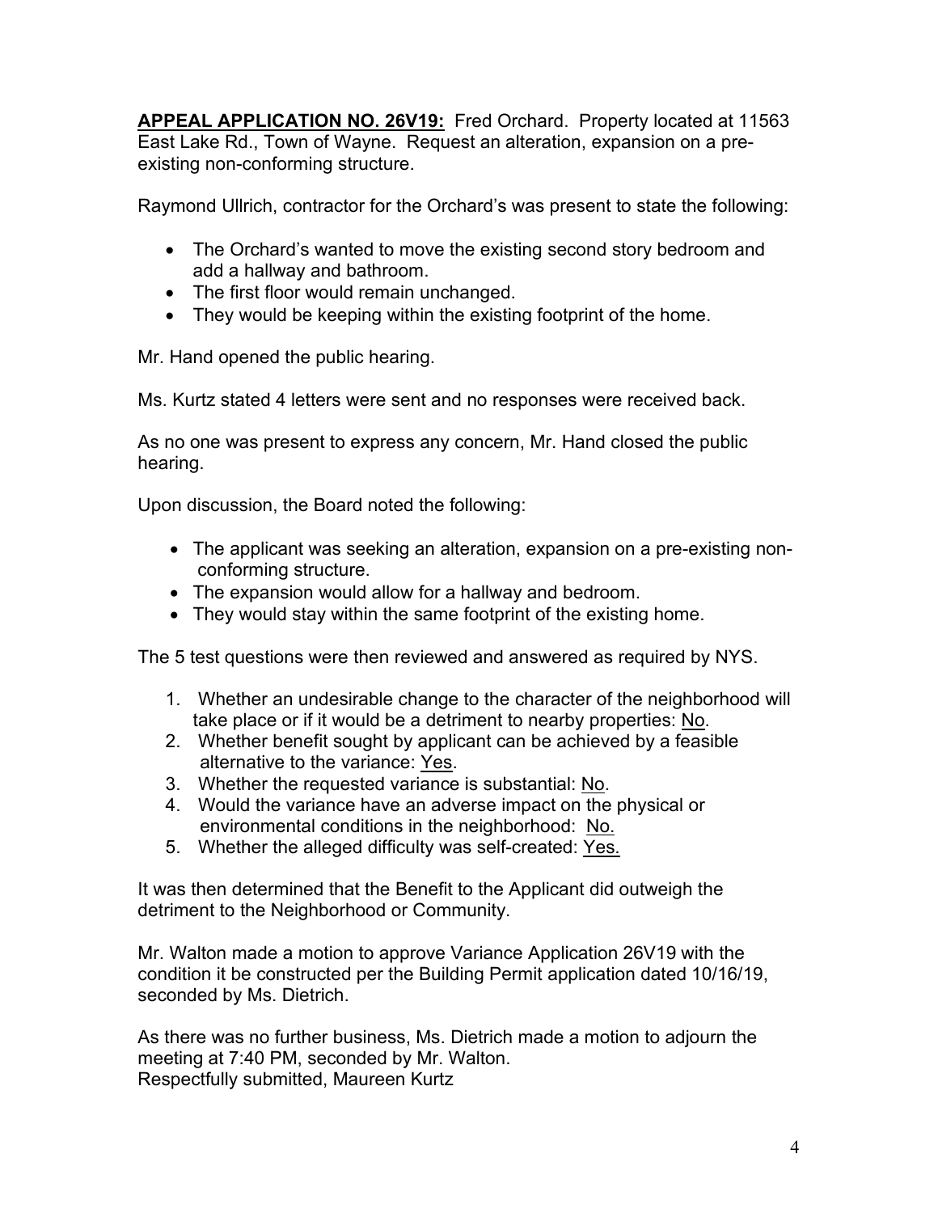**<u>APPEAL APPLICATION NO. 26V19:</u>** Fred Orchard. Property located at 11563 East Lake Rd., Town of Wayne. Request an alteration, expansion on a pre-existing non-conforming structure.

Raymond Ullrich, contractor for the Orchard's was present to state the following:

- The Orchard's wanted to move the existing second story bedroom and add a hallway and bathroom.
- The first floor would remain unchanged.
- They would be keeping within the existing footprint of the home.

Mr. Hand opened the public hearing.

Ms. Kurtz stated 4 letters were sent and no responses were received back.

As no one was present to express any concern, Mr. Hand closed the public hearing.

Upon discussion, the Board noted the following:

- The applicant was seeking an alteration, expansion on a pre-existing non-conforming structure.
- The expansion would allow for a hallway and bedroom.
- They would stay within the same footprint of the existing home.

The 5 test questions were then reviewed and answered as required by NYS.

1. Whether an undesirable change to the character of the neighborhood will take place or if it would be a detriment to nearby properties: <u>No</u>.
2. Whether benefit sought by applicant can be achieved by a feasible alternative to the variance: <u>Yes</u>.
3. Whether the requested variance is substantial: <u>No</u>.
4. Would the variance have an adverse impact on the physical or environmental conditions in the neighborhood: <u>No.</u>
5. Whether the alleged difficulty was self-created: <u>Yes.</u>

It was then determined that the Benefit to the Applicant did outweigh the detriment to the Neighborhood or Community.

Mr. Walton made a motion to approve Variance Application 26V19 with the condition it be constructed per the Building Permit application dated 10/16/19, seconded by Ms. Dietrich.

As there was no further business, Ms. Dietrich made a motion to adjourn the meeting at 7:40 PM, seconded by Mr. Walton.
Respectfully submitted, Maureen Kurtz